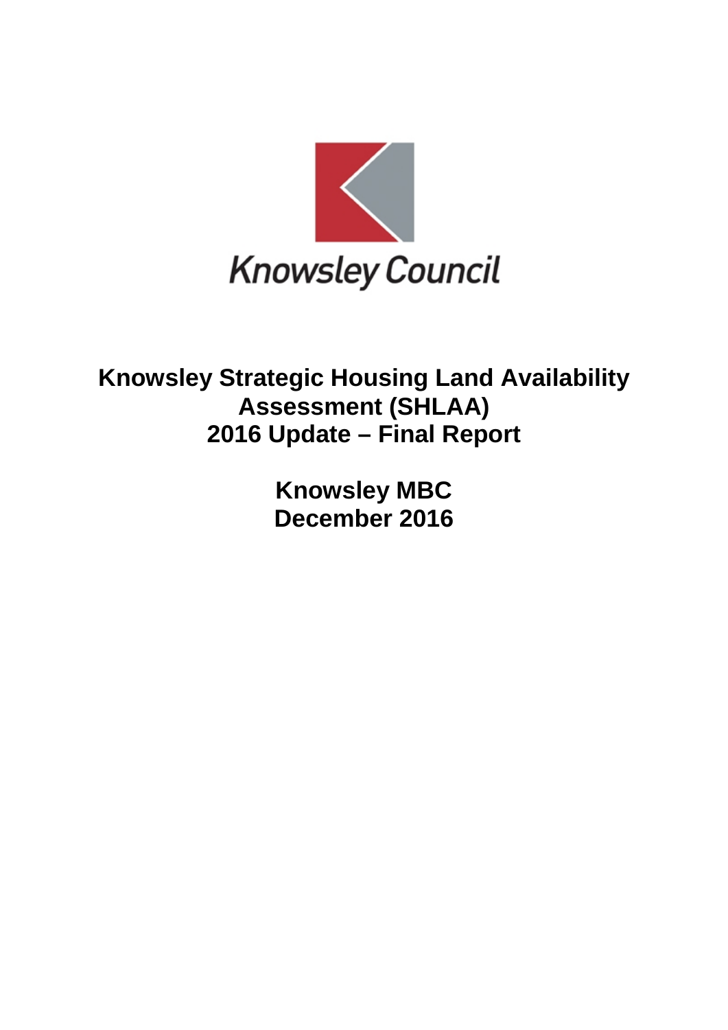Knowsley Council

# Knowsley Strategic Housing Land Availability Assessment (SHLAA) 2016 Update – Final Report

**Knowsley MBC**
**December 2016**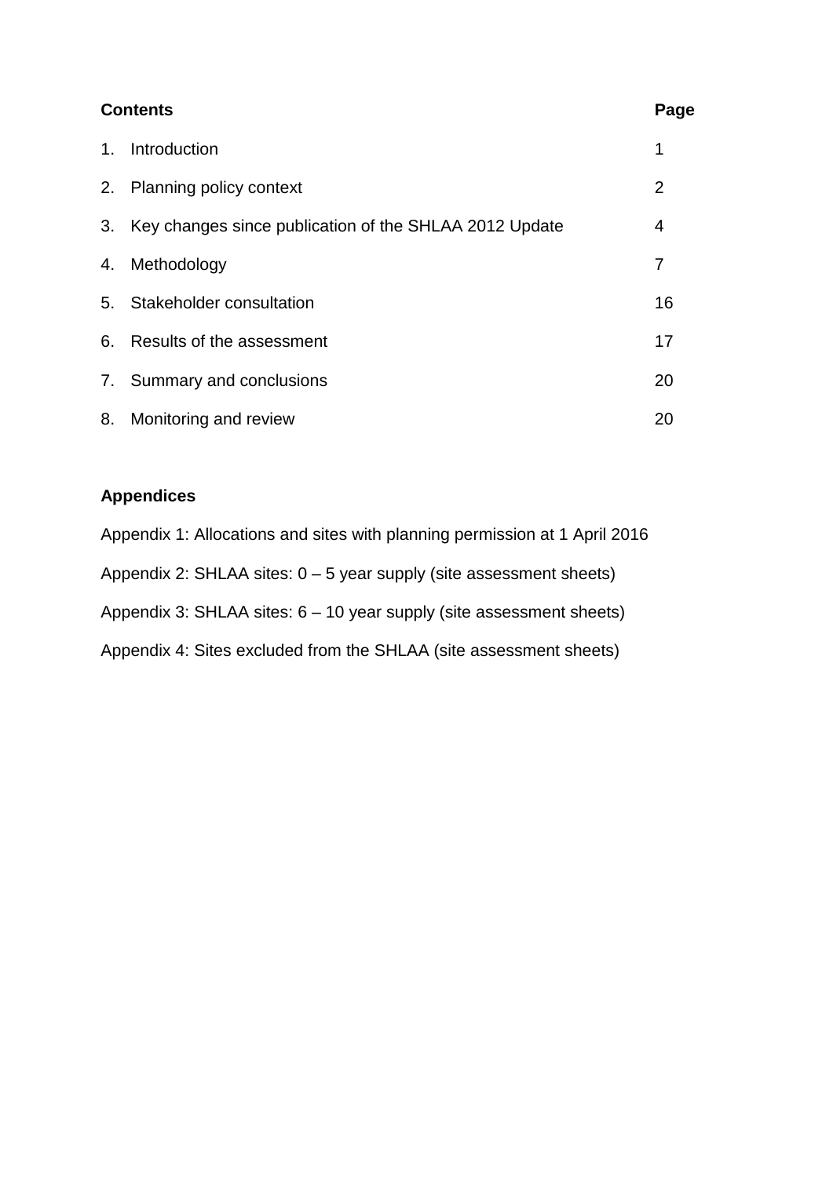| Contents | | Page |
|---|---|---|
| 1. | Introduction | 1 |
| 2. | Planning policy context | 2 |
| 3. | Key changes since publication of the SHLAA 2012 Update | 4 |
| 4. | Methodology | 7 |
| 5. | Stakeholder consultation | 16 |
| 6. | Results of the assessment | 17 |
| 7. | Summary and conclusions | 20 |
| 8. | Monitoring and review | 20 |

**Appendices**

Appendix 1: Allocations and sites with planning permission at 1 April 2016

Appendix 2: SHLAA sites: 0 – 5 year supply (site assessment sheets)

Appendix 3: SHLAA sites: 6 – 10 year supply (site assessment sheets)

Appendix 4: Sites excluded from the SHLAA (site assessment sheets)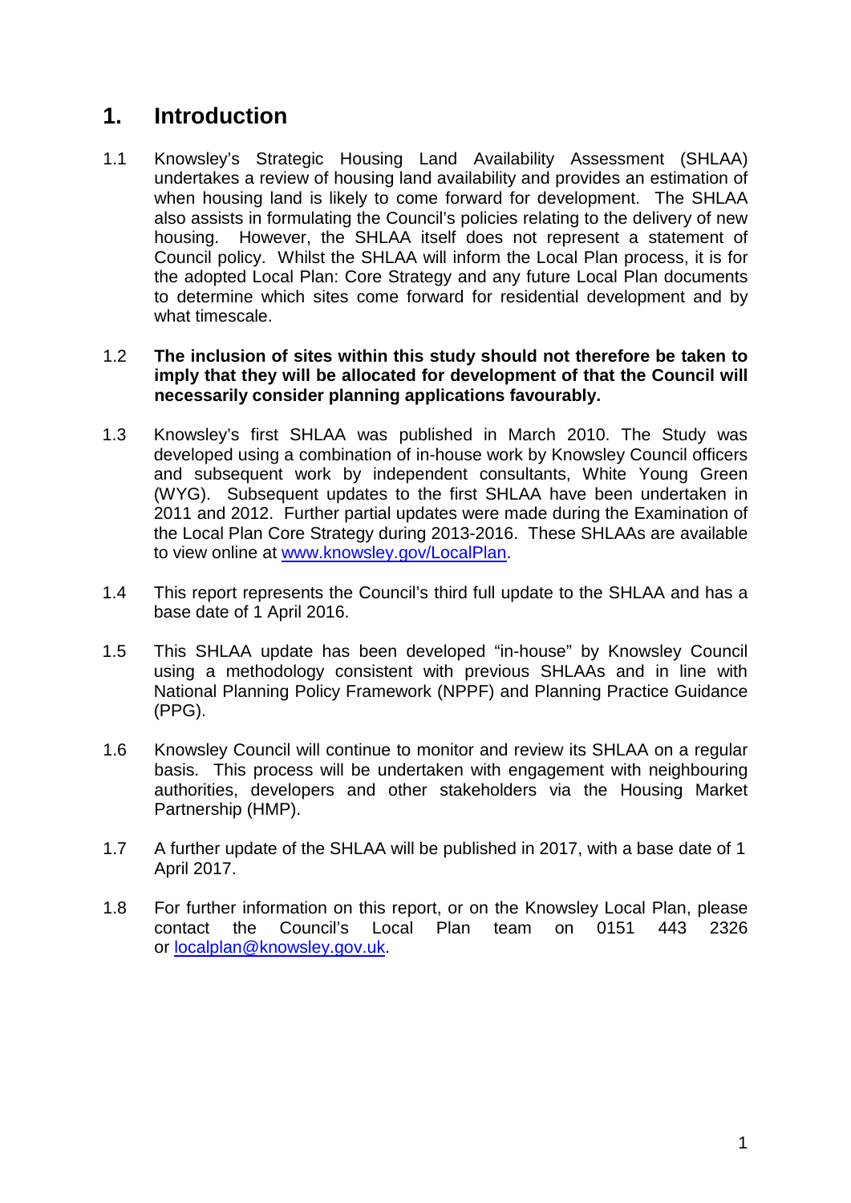# 1. Introduction

1.1 Knowsley's Strategic Housing Land Availability Assessment (SHLAA) undertakes a review of housing land availability and provides an estimation of when housing land is likely to come forward for development. The SHLAA also assists in formulating the Council's policies relating to the delivery of new housing. However, the SHLAA itself does not represent a statement of Council policy. Whilst the SHLAA will inform the Local Plan process, it is for the adopted Local Plan: Core Strategy and any future Local Plan documents to determine which sites come forward for residential development and by what timescale.

1.2 **The inclusion of sites within this study should not therefore be taken to imply that they will be allocated for development of that the Council will necessarily consider planning applications favourably.**

1.3 Knowsley's first SHLAA was published in March 2010. The Study was developed using a combination of in-house work by Knowsley Council officers and subsequent work by independent consultants, White Young Green (WYG). Subsequent updates to the first SHLAA have been undertaken in 2011 and 2012. Further partial updates were made during the Examination of the Local Plan Core Strategy during 2013-2016. These SHLAAs are available to view online at [www.knowsley.gov/LocalPlan](www.knowsley.gov/LocalPlan).

1.4 This report represents the Council's third full update to the SHLAA and has a base date of 1 April 2016.

1.5 This SHLAA update has been developed "in-house" by Knowsley Council using a methodology consistent with previous SHLAAs and in line with National Planning Policy Framework (NPPF) and Planning Practice Guidance (PPG).

1.6 Knowsley Council will continue to monitor and review its SHLAA on a regular basis. This process will be undertaken with engagement with neighbouring authorities, developers and other stakeholders via the Housing Market Partnership (HMP).

1.7 A further update of the SHLAA will be published in 2017, with a base date of 1 April 2017.

1.8 For further information on this report, or on the Knowsley Local Plan, please contact the Council's Local Plan team on 0151 443 2326 or [localplan@knowsley.gov.uk](mailto:localplan@knowsley.gov.uk).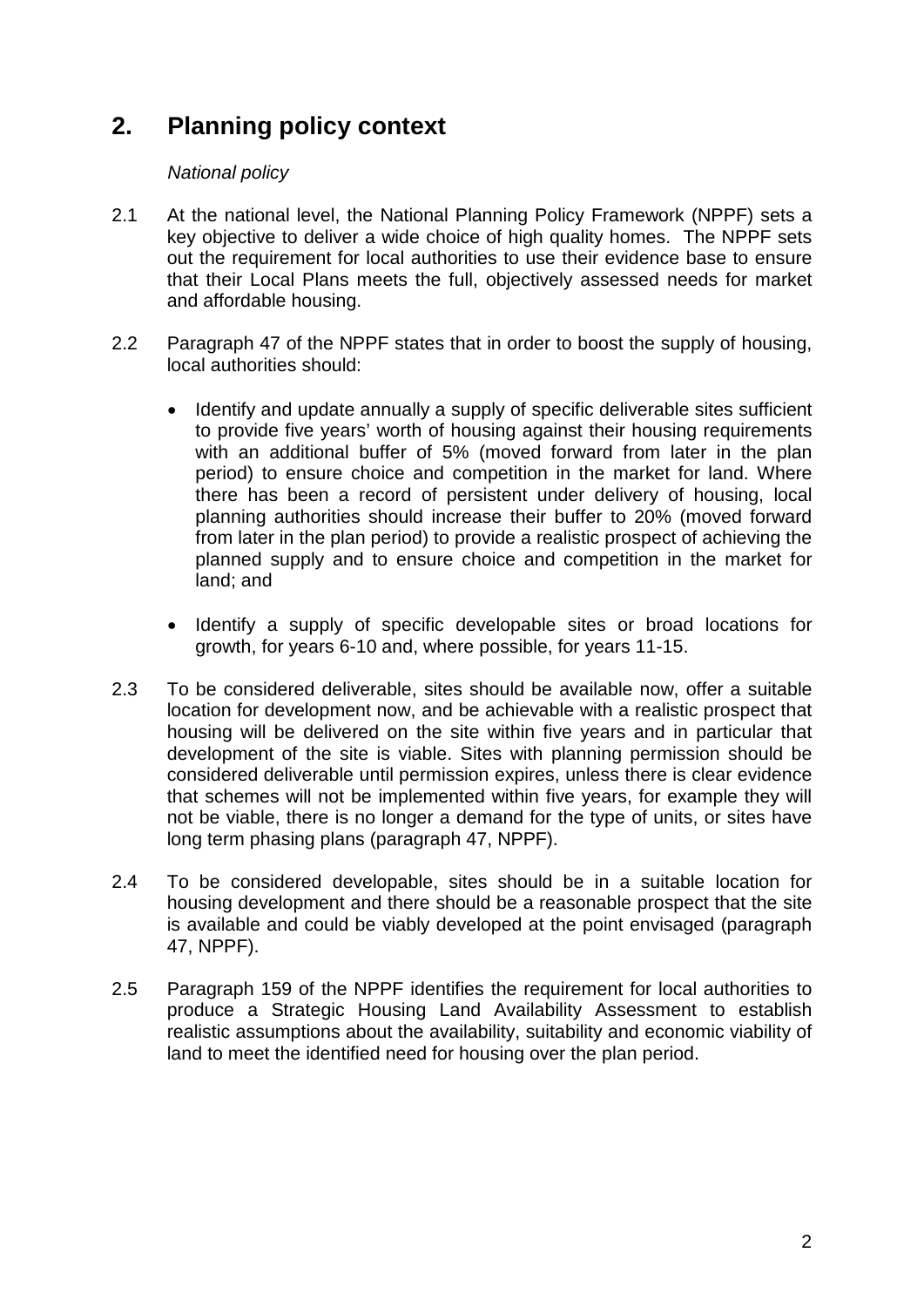## 2. Planning policy context

*National policy*

2.1 At the national level, the National Planning Policy Framework (NPPF) sets a key objective to deliver a wide choice of high quality homes. The NPPF sets out the requirement for local authorities to use their evidence base to ensure that their Local Plans meets the full, objectively assessed needs for market and affordable housing.

2.2 Paragraph 47 of the NPPF states that in order to boost the supply of housing, local authorities should:

- Identify and update annually a supply of specific deliverable sites sufficient to provide five years' worth of housing against their housing requirements with an additional buffer of 5% (moved forward from later in the plan period) to ensure choice and competition in the market for land. Where there has been a record of persistent under delivery of housing, local planning authorities should increase their buffer to 20% (moved forward from later in the plan period) to provide a realistic prospect of achieving the planned supply and to ensure choice and competition in the market for land; and

- Identify a supply of specific developable sites or broad locations for growth, for years 6-10 and, where possible, for years 11-15.

2.3 To be considered deliverable, sites should be available now, offer a suitable location for development now, and be achievable with a realistic prospect that housing will be delivered on the site within five years and in particular that development of the site is viable. Sites with planning permission should be considered deliverable until permission expires, unless there is clear evidence that schemes will not be implemented within five years, for example they will not be viable, there is no longer a demand for the type of units, or sites have long term phasing plans (paragraph 47, NPPF).

2.4 To be considered developable, sites should be in a suitable location for housing development and there should be a reasonable prospect that the site is available and could be viably developed at the point envisaged (paragraph 47, NPPF).

2.5 Paragraph 159 of the NPPF identifies the requirement for local authorities to produce a Strategic Housing Land Availability Assessment to establish realistic assumptions about the availability, suitability and economic viability of land to meet the identified need for housing over the plan period.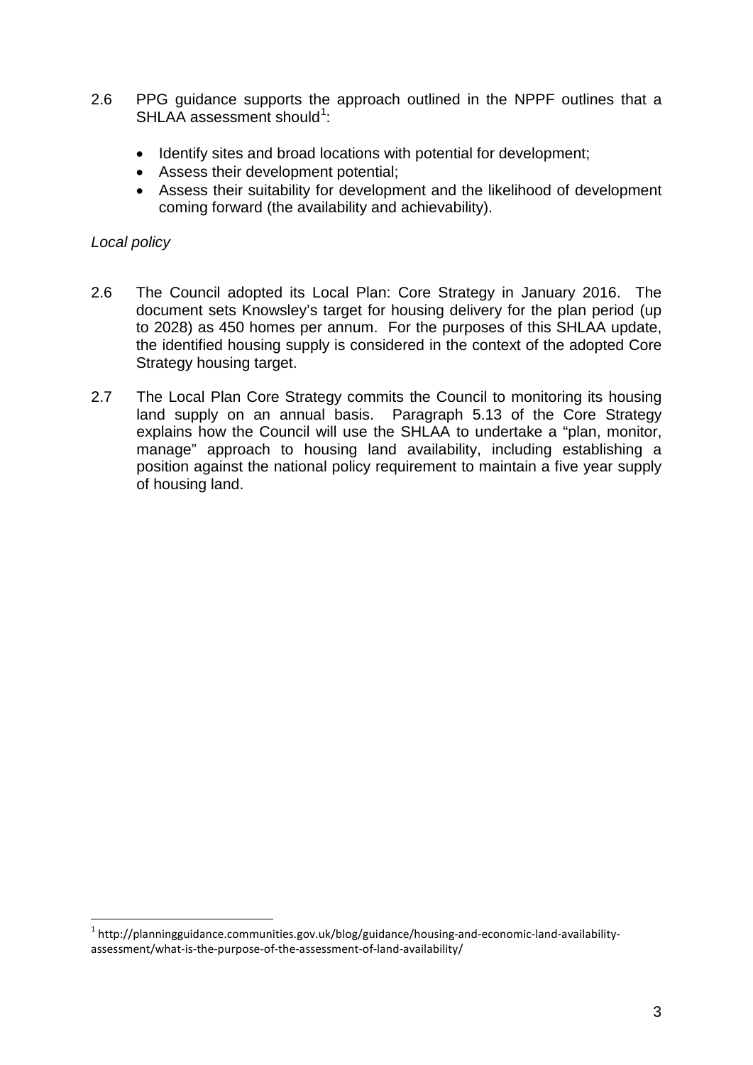2.6 PPG guidance supports the approach outlined in the NPPF outlines that a SHLAA assessment should[1]:

- Identify sites and broad locations with potential for development;
- Assess their development potential;
- Assess their suitability for development and the likelihood of development coming forward (the availability and achievability).

*Local policy*

2.6 The Council adopted its Local Plan: Core Strategy in January 2016. The document sets Knowsley's target for housing delivery for the plan period (up to 2028) as 450 homes per annum. For the purposes of this SHLAA update, the identified housing supply is considered in the context of the adopted Core Strategy housing target.

2.7 The Local Plan Core Strategy commits the Council to monitoring its housing land supply on an annual basis. Paragraph 5.13 of the Core Strategy explains how the Council will use the SHLAA to undertake a "plan, monitor, manage" approach to housing land availability, including establishing a position against the national policy requirement to maintain a five year supply of housing land.

[1] http://planningguidance.communities.gov.uk/blog/guidance/housing-and-economic-land-availability-assessment/what-is-the-purpose-of-the-assessment-of-land-availability/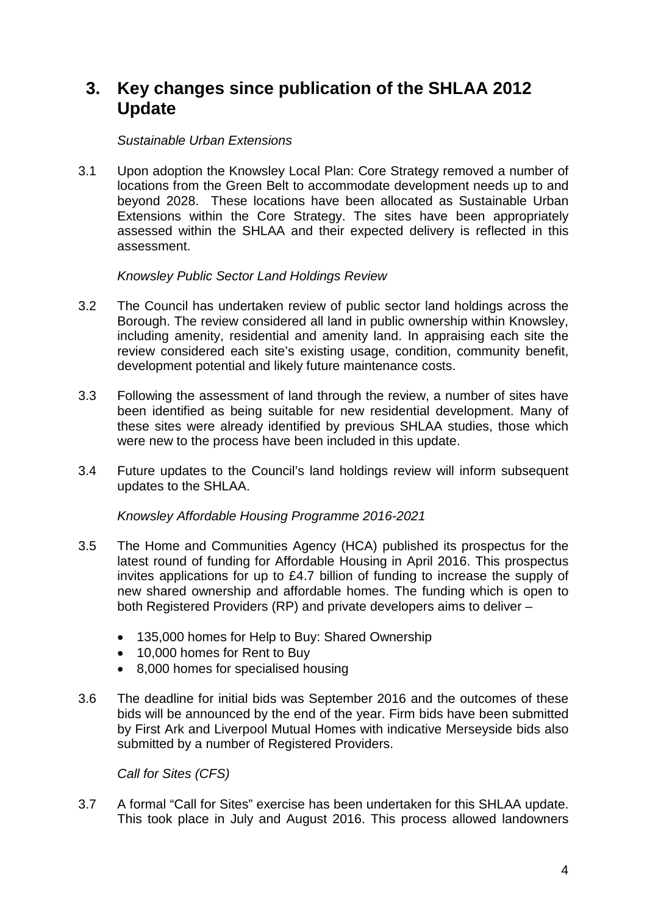# 3. Key changes since publication of the SHLAA 2012 Update

*Sustainable Urban Extensions*

3.1 Upon adoption the Knowsley Local Plan: Core Strategy removed a number of locations from the Green Belt to accommodate development needs up to and beyond 2028. These locations have been allocated as Sustainable Urban Extensions within the Core Strategy. The sites have been appropriately assessed within the SHLAA and their expected delivery is reflected in this assessment.

*Knowsley Public Sector Land Holdings Review*

3.2 The Council has undertaken review of public sector land holdings across the Borough. The review considered all land in public ownership within Knowsley, including amenity, residential and amenity land. In appraising each site the review considered each site's existing usage, condition, community benefit, development potential and likely future maintenance costs.

3.3 Following the assessment of land through the review, a number of sites have been identified as being suitable for new residential development. Many of these sites were already identified by previous SHLAA studies, those which were new to the process have been included in this update.

3.4 Future updates to the Council's land holdings review will inform subsequent updates to the SHLAA.

*Knowsley Affordable Housing Programme 2016-2021*

3.5 The Home and Communities Agency (HCA) published its prospectus for the latest round of funding for Affordable Housing in April 2016. This prospectus invites applications for up to £4.7 billion of funding to increase the supply of new shared ownership and affordable homes. The funding which is open to both Registered Providers (RP) and private developers aims to deliver –

- 135,000 homes for Help to Buy: Shared Ownership
- 10,000 homes for Rent to Buy
- 8,000 homes for specialised housing

3.6 The deadline for initial bids was September 2016 and the outcomes of these bids will be announced by the end of the year. Firm bids have been submitted by First Ark and Liverpool Mutual Homes with indicative Merseyside bids also submitted by a number of Registered Providers.

*Call for Sites (CFS)*

3.7 A formal "Call for Sites" exercise has been undertaken for this SHLAA update. This took place in July and August 2016. This process allowed landowners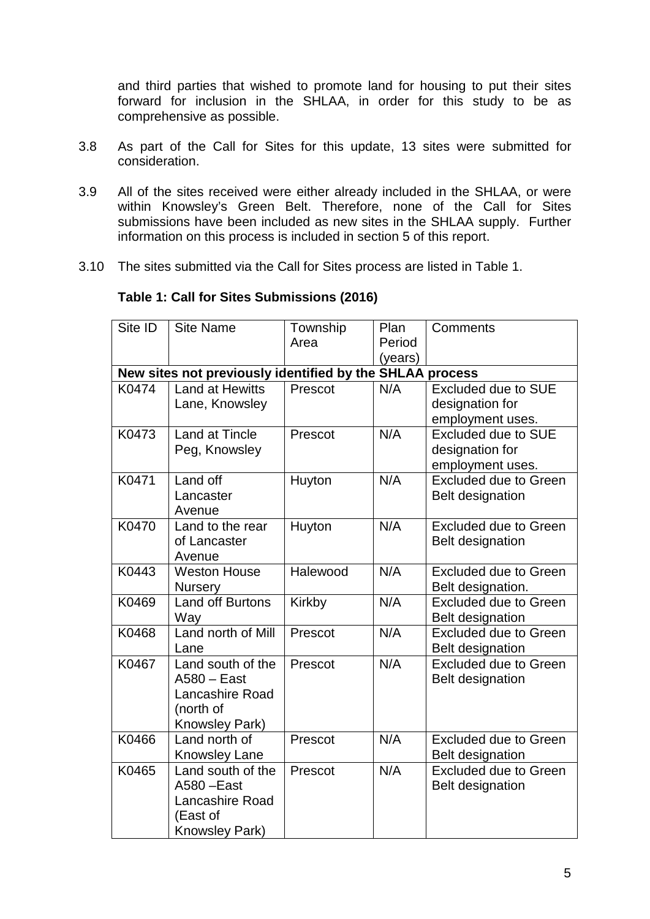and third parties that wished to promote land for housing to put their sites forward for inclusion in the SHLAA, in order for this study to be as comprehensive as possible.

3.8 As part of the Call for Sites for this update, 13 sites were submitted for consideration.

3.9 All of the sites received were either already included in the SHLAA, or were within Knowsley's Green Belt. Therefore, none of the Call for Sites submissions have been included as new sites in the SHLAA supply. Further information on this process is included in section 5 of this report.

3.10 The sites submitted via the Call for Sites process are listed in Table 1.

**Table 1: Call for Sites Submissions (2016)**

| Site ID | Site Name | Township Area | Plan Period (years) | Comments |
|---|---|---|---|---|
| **New sites not previously identified by the SHLAA process** | | | | |
| K0474 | Land at Hewitts Lane, Knowsley | Prescot | N/A | Excluded due to SUE designation for employment uses. |
| K0473 | Land at Tincle Peg, Knowsley | Prescot | N/A | Excluded due to SUE designation for employment uses. |
| K0471 | Land off Lancaster Avenue | Huyton | N/A | Excluded due to Green Belt designation |
| K0470 | Land to the rear of Lancaster Avenue | Huyton | N/A | Excluded due to Green Belt designation |
| K0443 | Weston House Nursery | Halewood | N/A | Excluded due to Green Belt designation. |
| K0469 | Land off Burtons Way | Kirkby | N/A | Excluded due to Green Belt designation |
| K0468 | Land north of Mill Lane | Prescot | N/A | Excluded due to Green Belt designation |
| K0467 | Land south of the A580 – East Lancashire Road (north of Knowsley Park) | Prescot | N/A | Excluded due to Green Belt designation |
| K0466 | Land north of Knowsley Lane | Prescot | N/A | Excluded due to Green Belt designation |
| K0465 | Land south of the A580 –East Lancashire Road (East of Knowsley Park) | Prescot | N/A | Excluded due to Green Belt designation |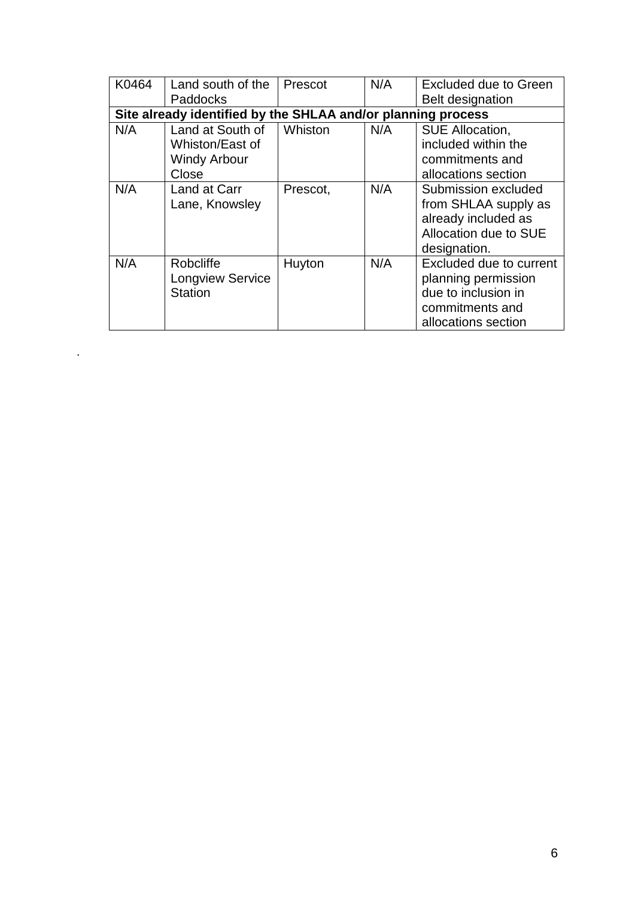| | | | | |
|---|---|---|---|---|
| K0464 | Land south of the Paddocks | Prescot | N/A | Excluded due to Green Belt designation |
| **Site already identified by the SHLAA and/or planning process** | | | | |
| N/A | Land at South of Whiston/East of Windy Arbour Close | Whiston | N/A | SUE Allocation, included within the commitments and allocations section |
| N/A | Land at Carr Lane, Knowsley | Prescot, | N/A | Submission excluded from SHLAA supply as already included as Allocation due to SUE designation. |
| N/A | Robcliffe Longview Service Station | Huyton | N/A | Excluded due to current planning permission due to inclusion in commitments and allocations section |

.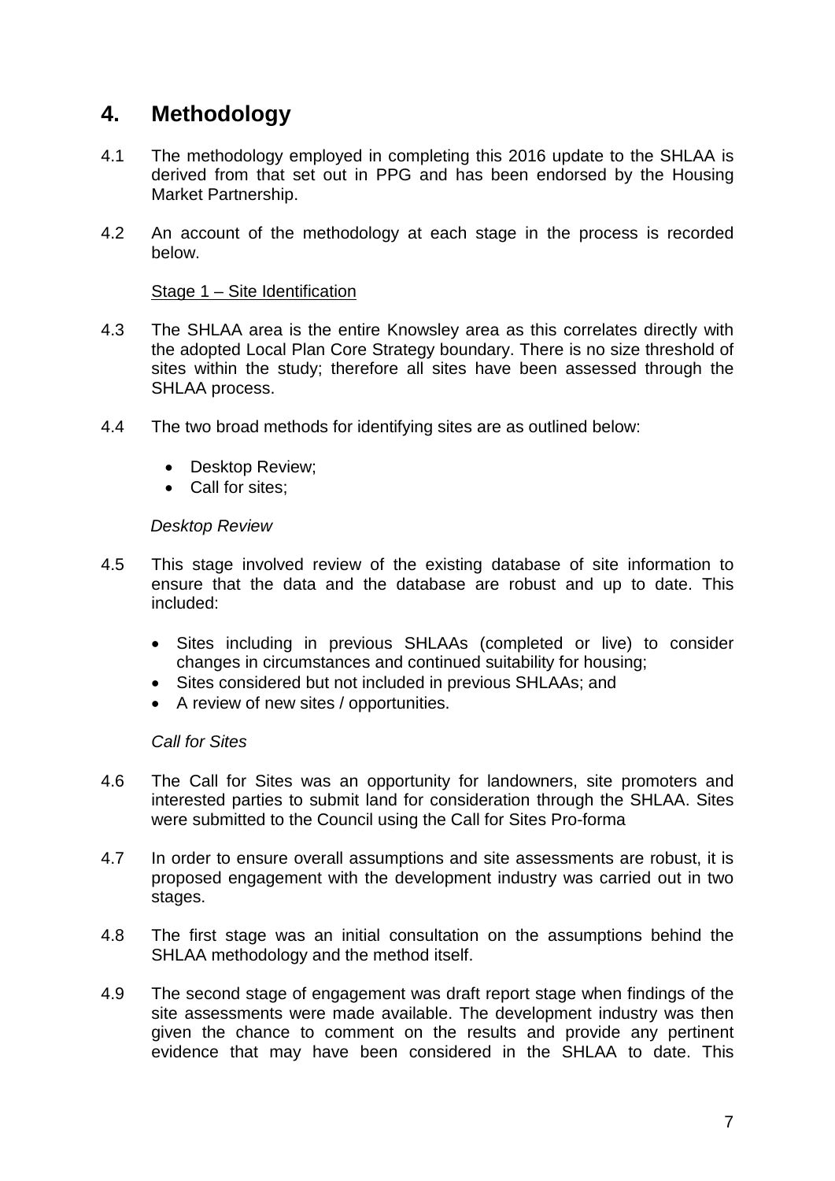## 4. Methodology

4.1 The methodology employed in completing this 2016 update to the SHLAA is derived from that set out in PPG and has been endorsed by the Housing Market Partnership.

4.2 An account of the methodology at each stage in the process is recorded below.

<u>Stage 1 – Site Identification</u>

4.3 The SHLAA area is the entire Knowsley area as this correlates directly with the adopted Local Plan Core Strategy boundary. There is no size threshold of sites within the study; therefore all sites have been assessed through the SHLAA process.

4.4 The two broad methods for identifying sites are as outlined below:

- Desktop Review;
- Call for sites;

*Desktop Review*

4.5 This stage involved review of the existing database of site information to ensure that the data and the database are robust and up to date. This included:

- Sites including in previous SHLAAs (completed or live) to consider changes in circumstances and continued suitability for housing;
- Sites considered but not included in previous SHLAAs; and
- A review of new sites / opportunities.

*Call for Sites*

4.6 The Call for Sites was an opportunity for landowners, site promoters and interested parties to submit land for consideration through the SHLAA. Sites were submitted to the Council using the Call for Sites Pro-forma

4.7 In order to ensure overall assumptions and site assessments are robust, it is proposed engagement with the development industry was carried out in two stages.

4.8 The first stage was an initial consultation on the assumptions behind the SHLAA methodology and the method itself.

4.9 The second stage of engagement was draft report stage when findings of the site assessments were made available. The development industry was then given the chance to comment on the results and provide any pertinent evidence that may have been considered in the SHLAA to date. This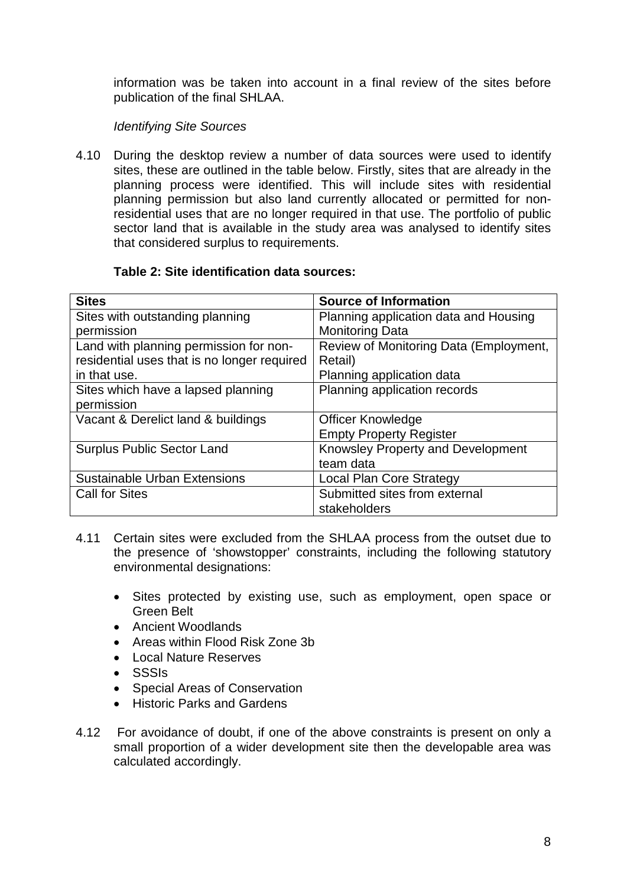information was be taken into account in a final review of the sites before publication of the final SHLAA.

*Identifying Site Sources*

4.10 During the desktop review a number of data sources were used to identify sites, these are outlined in the table below. Firstly, sites that are already in the planning process were identified. This will include sites with residential planning permission but also land currently allocated or permitted for non-residential uses that are no longer required in that use. The portfolio of public sector land that is available in the study area was analysed to identify sites that considered surplus to requirements.

**Table 2: Site identification data sources:**

| **Sites** | **Source of Information** |
|---|---|
| Sites with outstanding planning permission | Planning application data and Housing Monitoring Data |
| Land with planning permission for non-residential uses that is no longer required in that use. | Review of Monitoring Data (Employment, Retail)<br>Planning application data |
| Sites which have a lapsed planning permission | Planning application records |
| Vacant & Derelict land & buildings | Officer Knowledge<br>Empty Property Register |
| Surplus Public Sector Land | Knowsley Property and Development team data |
| Sustainable Urban Extensions | Local Plan Core Strategy |
| Call for Sites | Submitted sites from external stakeholders |

4.11 Certain sites were excluded from the SHLAA process from the outset due to the presence of 'showstopper' constraints, including the following statutory environmental designations:

- Sites protected by existing use, such as employment, open space or Green Belt
- Ancient Woodlands
- Areas within Flood Risk Zone 3b
- Local Nature Reserves
- SSSIs
- Special Areas of Conservation
- Historic Parks and Gardens

4.12 For avoidance of doubt, if one of the above constraints is present on only a small proportion of a wider development site then the developable area was calculated accordingly.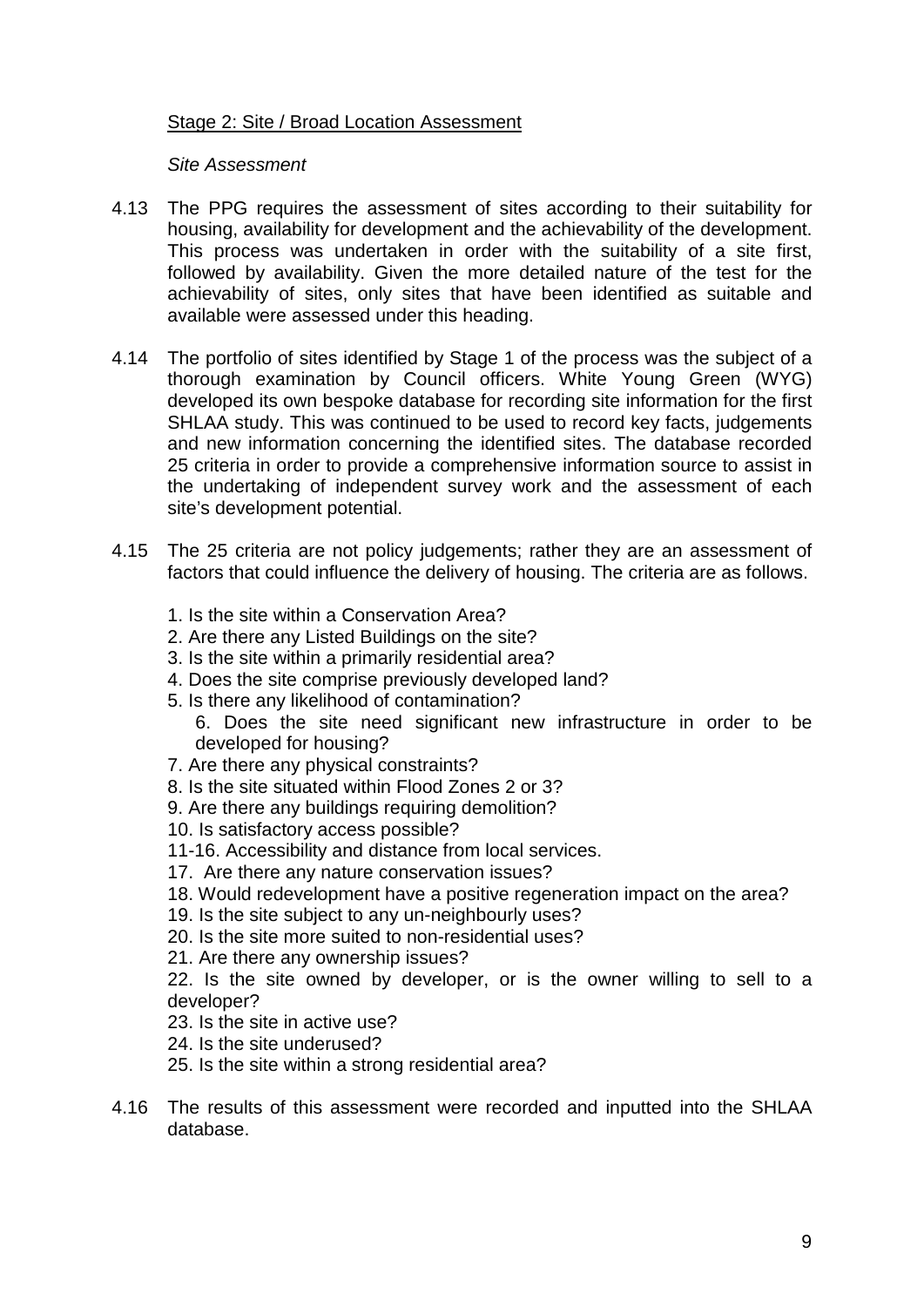Stage 2: Site / Broad Location Assessment

*Site Assessment*

4.13 The PPG requires the assessment of sites according to their suitability for housing, availability for development and the achievability of the development. This process was undertaken in order with the suitability of a site first, followed by availability. Given the more detailed nature of the test for the achievability of sites, only sites that have been identified as suitable and available were assessed under this heading.

4.14 The portfolio of sites identified by Stage 1 of the process was the subject of a thorough examination by Council officers. White Young Green (WYG) developed its own bespoke database for recording site information for the first SHLAA study. This was continued to be used to record key facts, judgements and new information concerning the identified sites. The database recorded 25 criteria in order to provide a comprehensive information source to assist in the undertaking of independent survey work and the assessment of each site's development potential.

4.15 The 25 criteria are not policy judgements; rather they are an assessment of factors that could influence the delivery of housing. The criteria are as follows.

1. Is the site within a Conservation Area?
2. Are there any Listed Buildings on the site?
3. Is the site within a primarily residential area?
4. Does the site comprise previously developed land?
5. Is there any likelihood of contamination?
6. Does the site need significant new infrastructure in order to be developed for housing?
7. Are there any physical constraints?
8. Is the site situated within Flood Zones 2 or 3?
9. Are there any buildings requiring demolition?
10. Is satisfactory access possible?

11-16. Accessibility and distance from local services.

17. Are there any nature conservation issues?
18. Would redevelopment have a positive regeneration impact on the area?
19. Is the site subject to any un-neighbourly uses?
20. Is the site more suited to non-residential uses?
21. Are there any ownership issues?
22. Is the site owned by developer, or is the owner willing to sell to a developer?
23. Is the site in active use?
24. Is the site underused?
25. Is the site within a strong residential area?

4.16 The results of this assessment were recorded and inputted into the SHLAA database.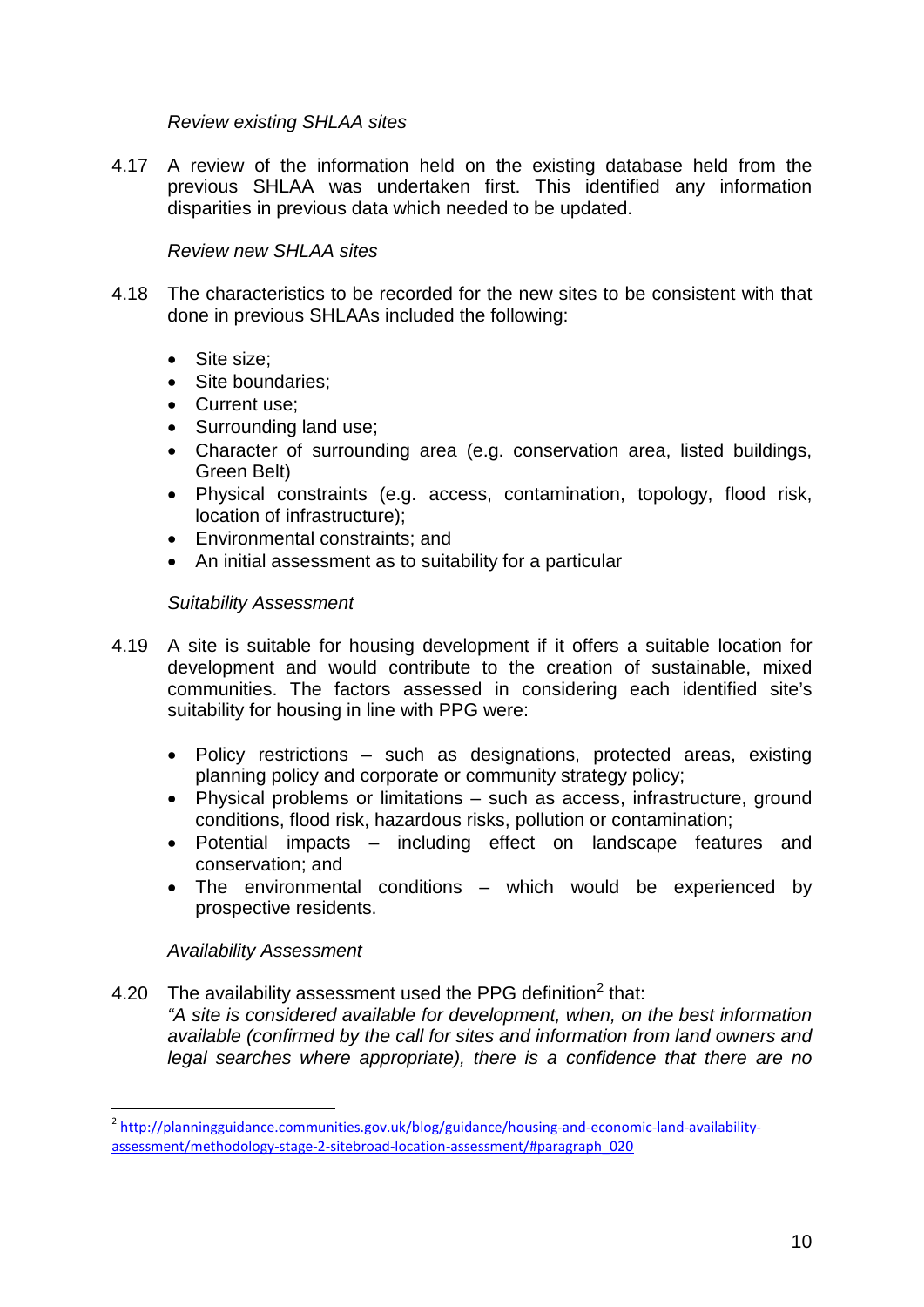*Review existing SHLAA sites*

4.17 A review of the information held on the existing database held from the previous SHLAA was undertaken first. This identified any information disparities in previous data which needed to be updated.

*Review new SHLAA sites*

4.18 The characteristics to be recorded for the new sites to be consistent with that done in previous SHLAAs included the following:

- Site size;
- Site boundaries;
- Current use;
- Surrounding land use;
- Character of surrounding area (e.g. conservation area, listed buildings, Green Belt)
- Physical constraints (e.g. access, contamination, topology, flood risk, location of infrastructure);
- Environmental constraints; and
- An initial assessment as to suitability for a particular

*Suitability Assessment*

4.19 A site is suitable for housing development if it offers a suitable location for development and would contribute to the creation of sustainable, mixed communities. The factors assessed in considering each identified site's suitability for housing in line with PPG were:

- Policy restrictions – such as designations, protected areas, existing planning policy and corporate or community strategy policy;
- Physical problems or limitations – such as access, infrastructure, ground conditions, flood risk, hazardous risks, pollution or contamination;
- Potential impacts – including effect on landscape features and conservation; and
- The environmental conditions – which would be experienced by prospective residents.

*Availability Assessment*

4.20 The availability assessment used the PPG definition[2] that:
*"A site is considered available for development, when, on the best information available (confirmed by the call for sites and information from land owners and legal searches where appropriate), there is a confidence that there are no*

[2] http://planningguidance.communities.gov.uk/blog/guidance/housing-and-economic-land-availability-assessment/methodology-stage-2-sitebroad-location-assessment/#paragraph_020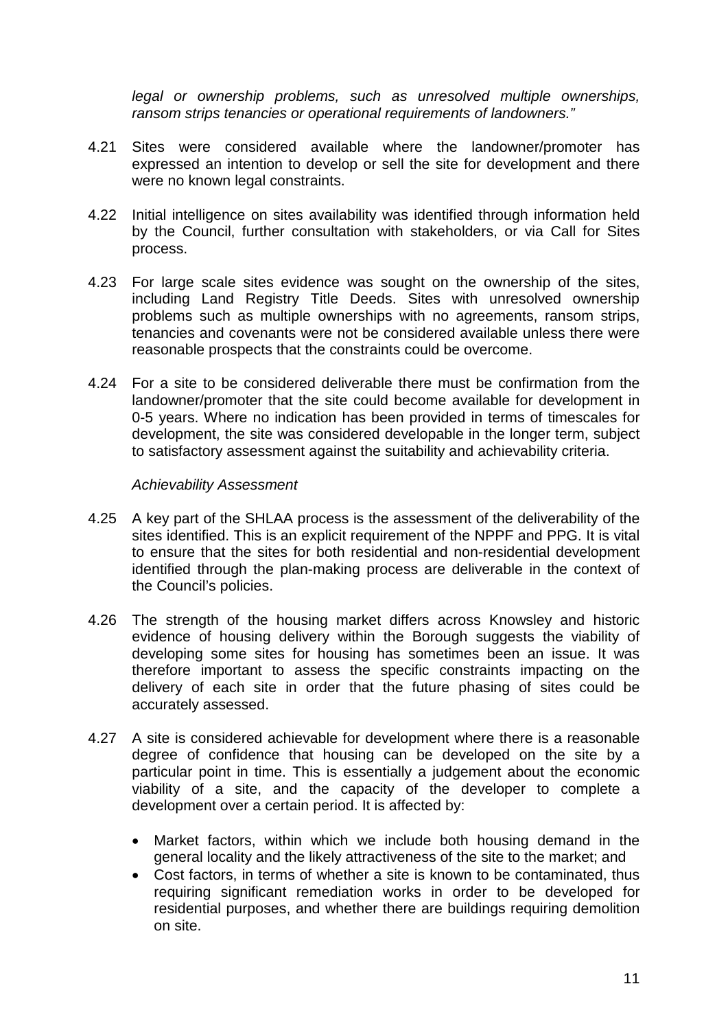*legal or ownership problems, such as unresolved multiple ownerships, ransom strips tenancies or operational requirements of landowners."*

4.21 Sites were considered available where the landowner/promoter has expressed an intention to develop or sell the site for development and there were no known legal constraints.

4.22 Initial intelligence on sites availability was identified through information held by the Council, further consultation with stakeholders, or via Call for Sites process.

4.23 For large scale sites evidence was sought on the ownership of the sites, including Land Registry Title Deeds. Sites with unresolved ownership problems such as multiple ownerships with no agreements, ransom strips, tenancies and covenants were not be considered available unless there were reasonable prospects that the constraints could be overcome.

4.24 For a site to be considered deliverable there must be confirmation from the landowner/promoter that the site could become available for development in 0-5 years. Where no indication has been provided in terms of timescales for development, the site was considered developable in the longer term, subject to satisfactory assessment against the suitability and achievability criteria.

*Achievability Assessment*

4.25 A key part of the SHLAA process is the assessment of the deliverability of the sites identified. This is an explicit requirement of the NPPF and PPG. It is vital to ensure that the sites for both residential and non-residential development identified through the plan-making process are deliverable in the context of the Council's policies.

4.26 The strength of the housing market differs across Knowsley and historic evidence of housing delivery within the Borough suggests the viability of developing some sites for housing has sometimes been an issue. It was therefore important to assess the specific constraints impacting on the delivery of each site in order that the future phasing of sites could be accurately assessed.

4.27 A site is considered achievable for development where there is a reasonable degree of confidence that housing can be developed on the site by a particular point in time. This is essentially a judgement about the economic viability of a site, and the capacity of the developer to complete a development over a certain period. It is affected by:

- Market factors, within which we include both housing demand in the general locality and the likely attractiveness of the site to the market; and
- Cost factors, in terms of whether a site is known to be contaminated, thus requiring significant remediation works in order to be developed for residential purposes, and whether there are buildings requiring demolition on site.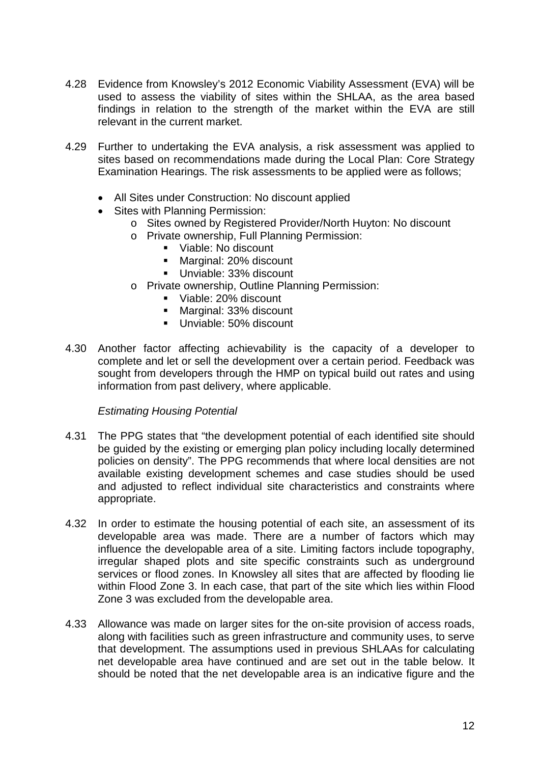4.28 Evidence from Knowsley's 2012 Economic Viability Assessment (EVA) will be used to assess the viability of sites within the SHLAA, as the area based findings in relation to the strength of the market within the EVA are still relevant in the current market.

4.29 Further to undertaking the EVA analysis, a risk assessment was applied to sites based on recommendations made during the Local Plan: Core Strategy Examination Hearings. The risk assessments to be applied were as follows;

- All Sites under Construction: No discount applied
- Sites with Planning Permission:
  - Sites owned by Registered Provider/North Huyton: No discount
  - Private ownership, Full Planning Permission:
    - Viable: No discount
    - Marginal: 20% discount
    - Unviable: 33% discount
  - Private ownership, Outline Planning Permission:
    - Viable: 20% discount
    - Marginal: 33% discount
    - Unviable: 50% discount

4.30 Another factor affecting achievability is the capacity of a developer to complete and let or sell the development over a certain period. Feedback was sought from developers through the HMP on typical build out rates and using information from past delivery, where applicable.

*Estimating Housing Potential*

4.31 The PPG states that "the development potential of each identified site should be guided by the existing or emerging plan policy including locally determined policies on density". The PPG recommends that where local densities are not available existing development schemes and case studies should be used and adjusted to reflect individual site characteristics and constraints where appropriate.

4.32 In order to estimate the housing potential of each site, an assessment of its developable area was made. There are a number of factors which may influence the developable area of a site. Limiting factors include topography, irregular shaped plots and site specific constraints such as underground services or flood zones. In Knowsley all sites that are affected by flooding lie within Flood Zone 3. In each case, that part of the site which lies within Flood Zone 3 was excluded from the developable area.

4.33 Allowance was made on larger sites for the on-site provision of access roads, along with facilities such as green infrastructure and community uses, to serve that development. The assumptions used in previous SHLAAs for calculating net developable area have continued and are set out in the table below. It should be noted that the net developable area is an indicative figure and the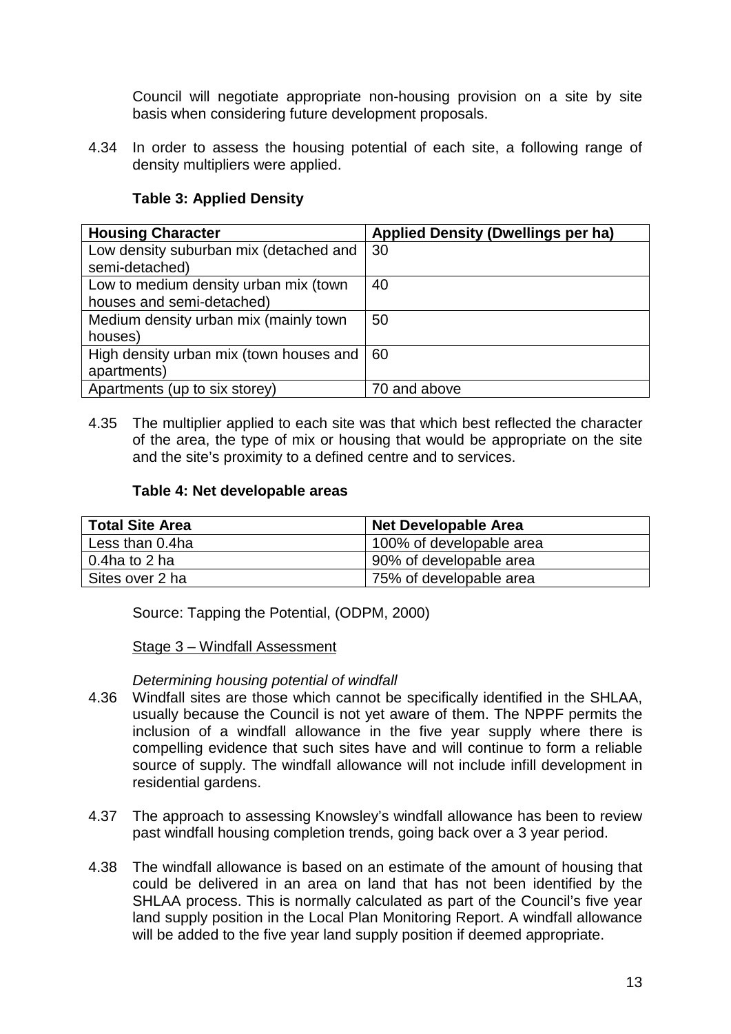Council will negotiate appropriate non-housing provision on a site by site basis when considering future development proposals.

4.34 In order to assess the housing potential of each site, a following range of density multipliers were applied.

**Table 3: Applied Density**

| Housing Character | Applied Density (Dwellings per ha) |
|---|---|
| Low density suburban mix (detached and semi-detached) | 30 |
| Low to medium density urban mix (town houses and semi-detached) | 40 |
| Medium density urban mix (mainly town houses) | 50 |
| High density urban mix (town houses and apartments) | 60 |
| Apartments (up to six storey) | 70 and above |

4.35 The multiplier applied to each site was that which best reflected the character of the area, the type of mix or housing that would be appropriate on the site and the site's proximity to a defined centre and to services.

**Table 4: Net developable areas**

| Total Site Area | Net Developable Area |
|---|---|
| Less than 0.4ha | 100% of developable area |
| 0.4ha to 2 ha | 90% of developable area |
| Sites over 2 ha | 75% of developable area |

Source: Tapping the Potential, (ODPM, 2000)

Stage 3 – Windfall Assessment

*Determining housing potential of windfall*

4.36 Windfall sites are those which cannot be specifically identified in the SHLAA, usually because the Council is not yet aware of them. The NPPF permits the inclusion of a windfall allowance in the five year supply where there is compelling evidence that such sites have and will continue to form a reliable source of supply. The windfall allowance will not include infill development in residential gardens.

4.37 The approach to assessing Knowsley's windfall allowance has been to review past windfall housing completion trends, going back over a 3 year period.

4.38 The windfall allowance is based on an estimate of the amount of housing that could be delivered in an area on land that has not been identified by the SHLAA process. This is normally calculated as part of the Council's five year land supply position in the Local Plan Monitoring Report. A windfall allowance will be added to the five year land supply position if deemed appropriate.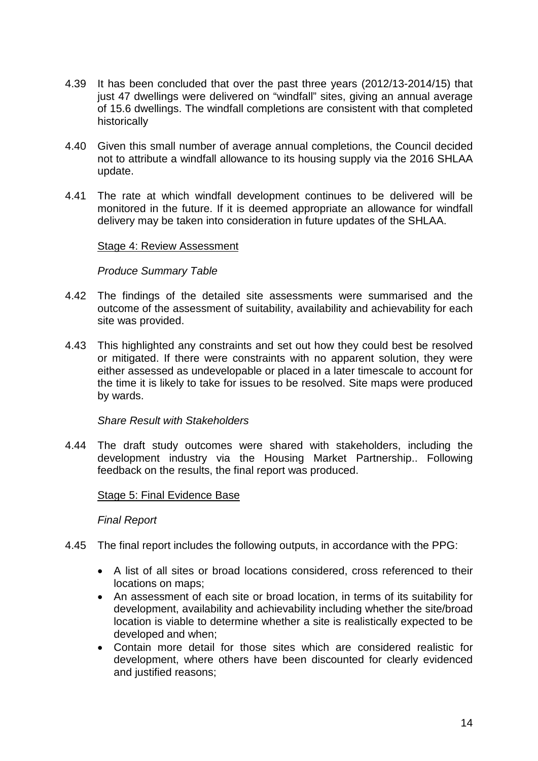4.39 It has been concluded that over the past three years (2012/13-2014/15) that just 47 dwellings were delivered on "windfall" sites, giving an annual average of 15.6 dwellings. The windfall completions are consistent with that completed historically

4.40 Given this small number of average annual completions, the Council decided not to attribute a windfall allowance to its housing supply via the 2016 SHLAA update.

4.41 The rate at which windfall development continues to be delivered will be monitored in the future. If it is deemed appropriate an allowance for windfall delivery may be taken into consideration in future updates of the SHLAA.

Stage 4: Review Assessment

*Produce Summary Table*

4.42 The findings of the detailed site assessments were summarised and the outcome of the assessment of suitability, availability and achievability for each site was provided.

4.43 This highlighted any constraints and set out how they could best be resolved or mitigated. If there were constraints with no apparent solution, they were either assessed as undevelopable or placed in a later timescale to account for the time it is likely to take for issues to be resolved. Site maps were produced by wards.

*Share Result with Stakeholders*

4.44 The draft study outcomes were shared with stakeholders, including the development industry via the Housing Market Partnership.. Following feedback on the results, the final report was produced.

Stage 5: Final Evidence Base

*Final Report*

4.45 The final report includes the following outputs, in accordance with the PPG:

- A list of all sites or broad locations considered, cross referenced to their locations on maps;
- An assessment of each site or broad location, in terms of its suitability for development, availability and achievability including whether the site/broad location is viable to determine whether a site is realistically expected to be developed and when;
- Contain more detail for those sites which are considered realistic for development, where others have been discounted for clearly evidenced and justified reasons;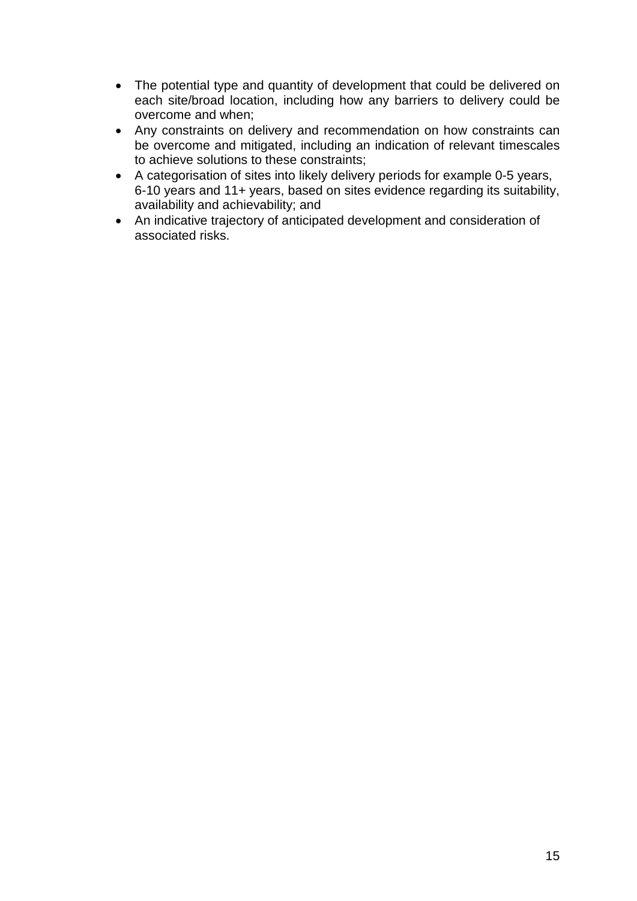- The potential type and quantity of development that could be delivered on each site/broad location, including how any barriers to delivery could be overcome and when;
- Any constraints on delivery and recommendation on how constraints can be overcome and mitigated, including an indication of relevant timescales to achieve solutions to these constraints;
- A categorisation of sites into likely delivery periods for example 0-5 years, 6-10 years and 11+ years, based on sites evidence regarding its suitability, availability and achievability; and
- An indicative trajectory of anticipated development and consideration of associated risks.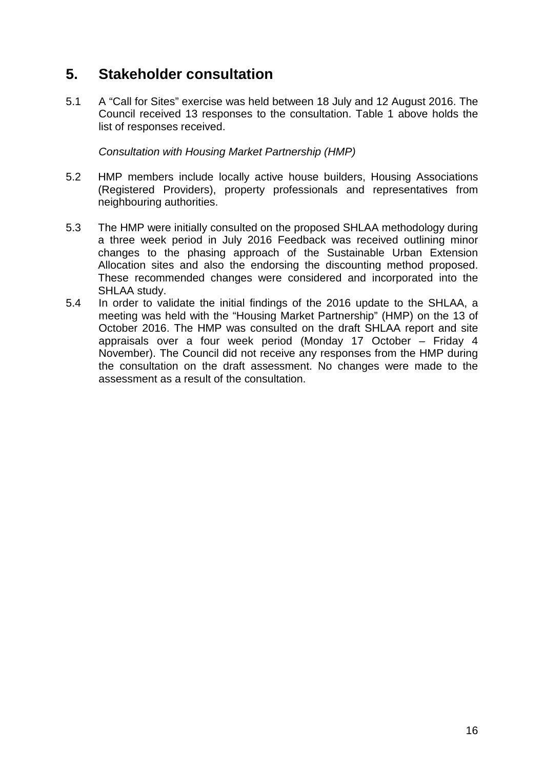## 5. Stakeholder consultation

5.1 A "Call for Sites" exercise was held between 18 July and 12 August 2016. The Council received 13 responses to the consultation. Table 1 above holds the list of responses received.

*Consultation with Housing Market Partnership (HMP)*

5.2 HMP members include locally active house builders, Housing Associations (Registered Providers), property professionals and representatives from neighbouring authorities.

5.3 The HMP were initially consulted on the proposed SHLAA methodology during a three week period in July 2016 Feedback was received outlining minor changes to the phasing approach of the Sustainable Urban Extension Allocation sites and also the endorsing the discounting method proposed. These recommended changes were considered and incorporated into the SHLAA study.

5.4 In order to validate the initial findings of the 2016 update to the SHLAA, a meeting was held with the "Housing Market Partnership" (HMP) on the 13 of October 2016. The HMP was consulted on the draft SHLAA report and site appraisals over a four week period (Monday 17 October – Friday 4 November). The Council did not receive any responses from the HMP during the consultation on the draft assessment. No changes were made to the assessment as a result of the consultation.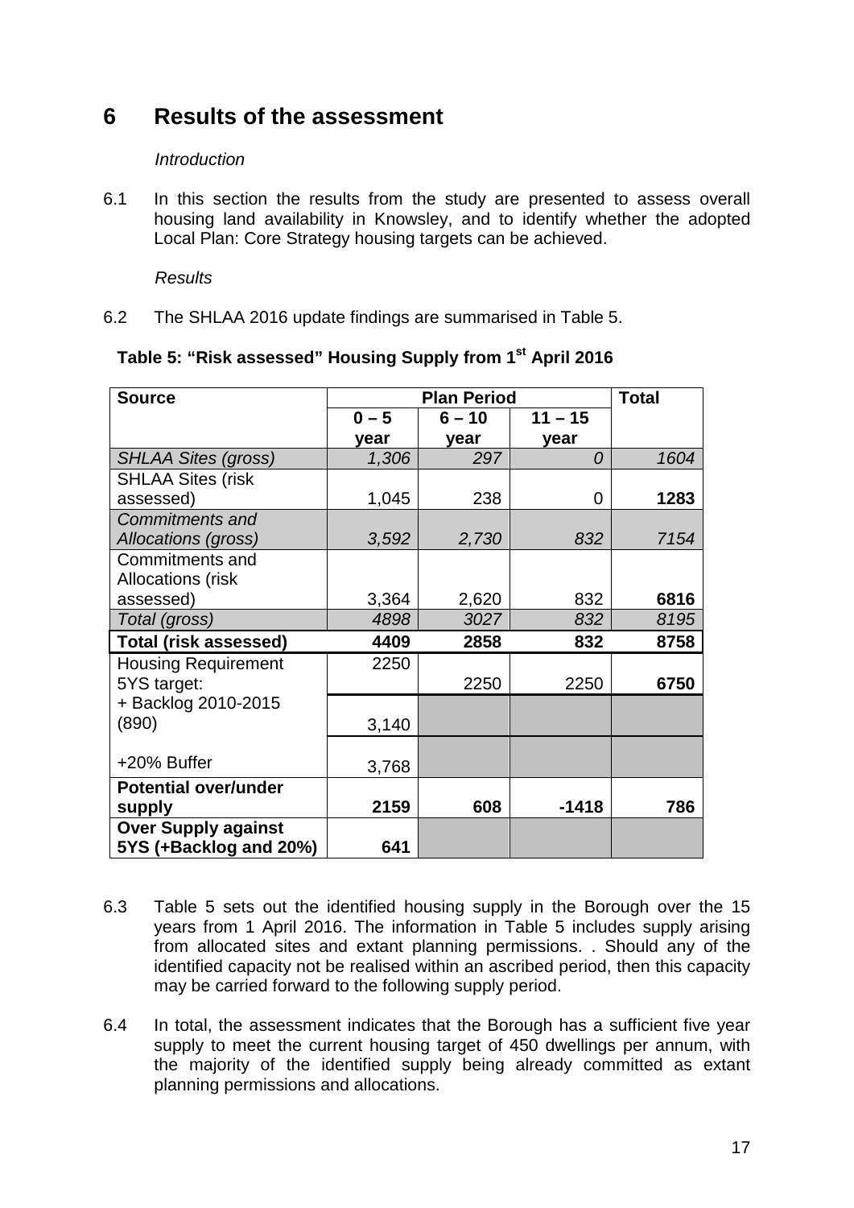# 6 Results of the assessment

*Introduction*

6.1 In this section the results from the study are presented to assess overall housing land availability in Knowsley, and to identify whether the adopted Local Plan: Core Strategy housing targets can be achieved.

*Results*

6.2 The SHLAA 2016 update findings are summarised in Table 5.

**Table 5: "Risk assessed" Housing Supply from 1st April 2016**

| Source | Plan Period | | | Total |
|---|---|---|---|---|
| | 0 – 5 year | 6 – 10 year | 11 – 15 year | |
| *SHLAA Sites (gross)* | *1,306* | *297* | *0* | *1604* |
| SHLAA Sites (risk assessed) | 1,045 | 238 | 0 | **1283** |
| *Commitments and Allocations (gross)* | *3,592* | *2,730* | *832* | *7154* |
| Commitments and Allocations (risk assessed) | 3,364 | 2,620 | 832 | **6816** |
| *Total (gross)* | *4898* | *3027* | *832* | *8195* |
| **Total (risk assessed)** | **4409** | **2858** | **832** | **8758** |
| Housing Requirement 5YS target: | 2250 | 2250 | 2250 | **6750** |
| + Backlog 2010-2015 (890) | 3,140 | | | |
| +20% Buffer | 3,768 | | | |
| **Potential over/under supply** | **2159** | **608** | **-1418** | **786** |
| **Over Supply against 5YS (+Backlog and 20%)** | **641** | | | |

6.3 Table 5 sets out the identified housing supply in the Borough over the 15 years from 1 April 2016. The information in Table 5 includes supply arising from allocated sites and extant planning permissions. . Should any of the identified capacity not be realised within an ascribed period, then this capacity may be carried forward to the following supply period.

6.4 In total, the assessment indicates that the Borough has a sufficient five year supply to meet the current housing target of 450 dwellings per annum, with the majority of the identified supply being already committed as extant planning permissions and allocations.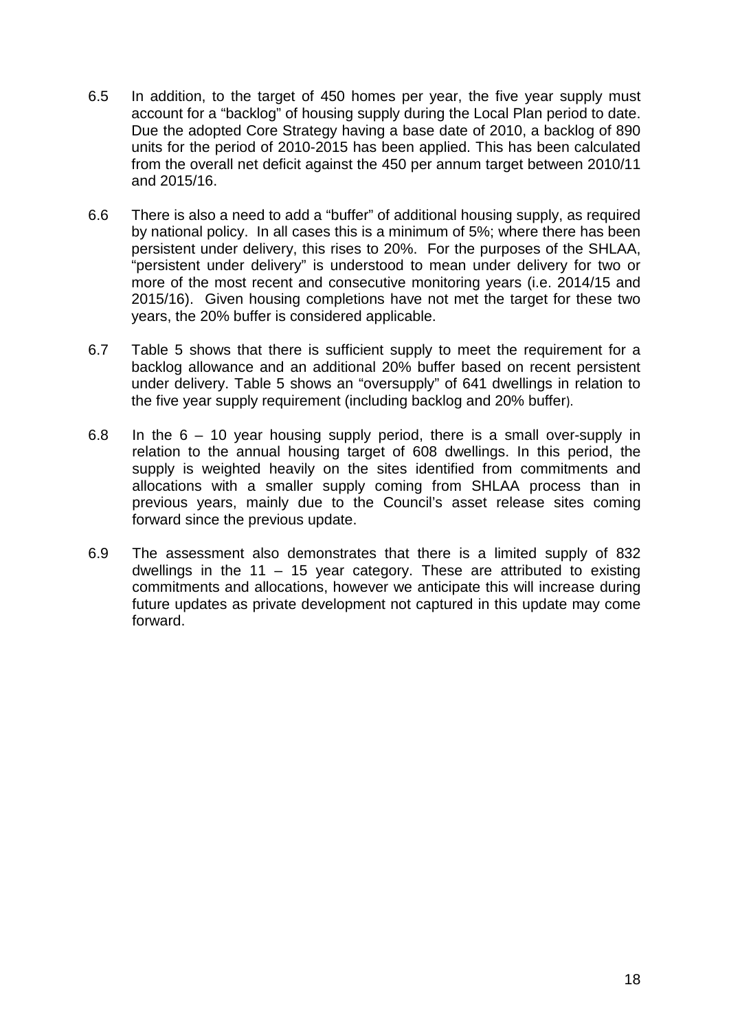6.5 In addition, to the target of 450 homes per year, the five year supply must account for a "backlog" of housing supply during the Local Plan period to date. Due the adopted Core Strategy having a base date of 2010, a backlog of 890 units for the period of 2010-2015 has been applied. This has been calculated from the overall net deficit against the 450 per annum target between 2010/11 and 2015/16.

6.6 There is also a need to add a "buffer" of additional housing supply, as required by national policy. In all cases this is a minimum of 5%; where there has been persistent under delivery, this rises to 20%. For the purposes of the SHLAA, "persistent under delivery" is understood to mean under delivery for two or more of the most recent and consecutive monitoring years (i.e. 2014/15 and 2015/16). Given housing completions have not met the target for these two years, the 20% buffer is considered applicable.

6.7 Table 5 shows that there is sufficient supply to meet the requirement for a backlog allowance and an additional 20% buffer based on recent persistent under delivery. Table 5 shows an "oversupply" of 641 dwellings in relation to the five year supply requirement (including backlog and 20% buffer).

6.8 In the 6 – 10 year housing supply period, there is a small over-supply in relation to the annual housing target of 608 dwellings. In this period, the supply is weighted heavily on the sites identified from commitments and allocations with a smaller supply coming from SHLAA process than in previous years, mainly due to the Council's asset release sites coming forward since the previous update.

6.9 The assessment also demonstrates that there is a limited supply of 832 dwellings in the 11 – 15 year category. These are attributed to existing commitments and allocations, however we anticipate this will increase during future updates as private development not captured in this update may come forward.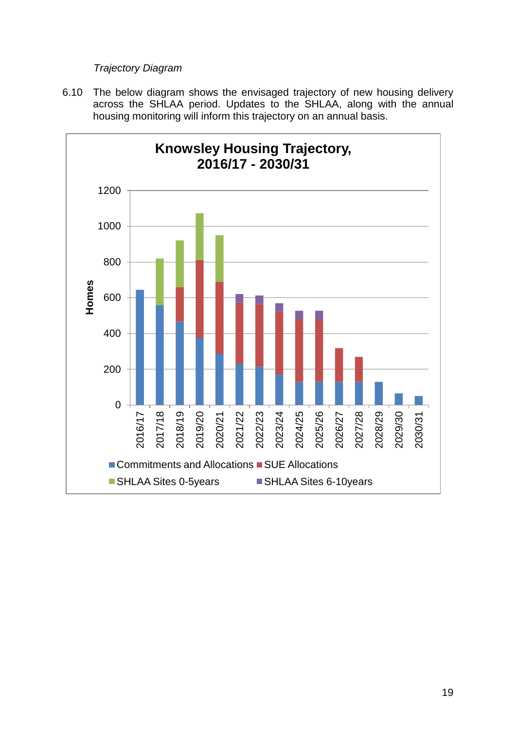*Trajectory Diagram*

6.10 The below diagram shows the envisaged trajectory of new housing delivery across the SHLAA period. Updates to the SHLAA, along with the annual housing monitoring will inform this trajectory on an annual basis.

**Knowsley Housing Trajectory, 2016/17 - 2030/31**

Homes

1200
1000
800
600
400
200
0

2016/17
2017/18
2018/19
2019/20
2020/21
2021/22
2022/23
2023/24
2024/25
2025/26
2026/27
2027/28
2028/29
2029/30
2030/31

Commitments and Allocations
SUE Allocations
SHLAA Sites 0-5years
SHLAA Sites 6-10years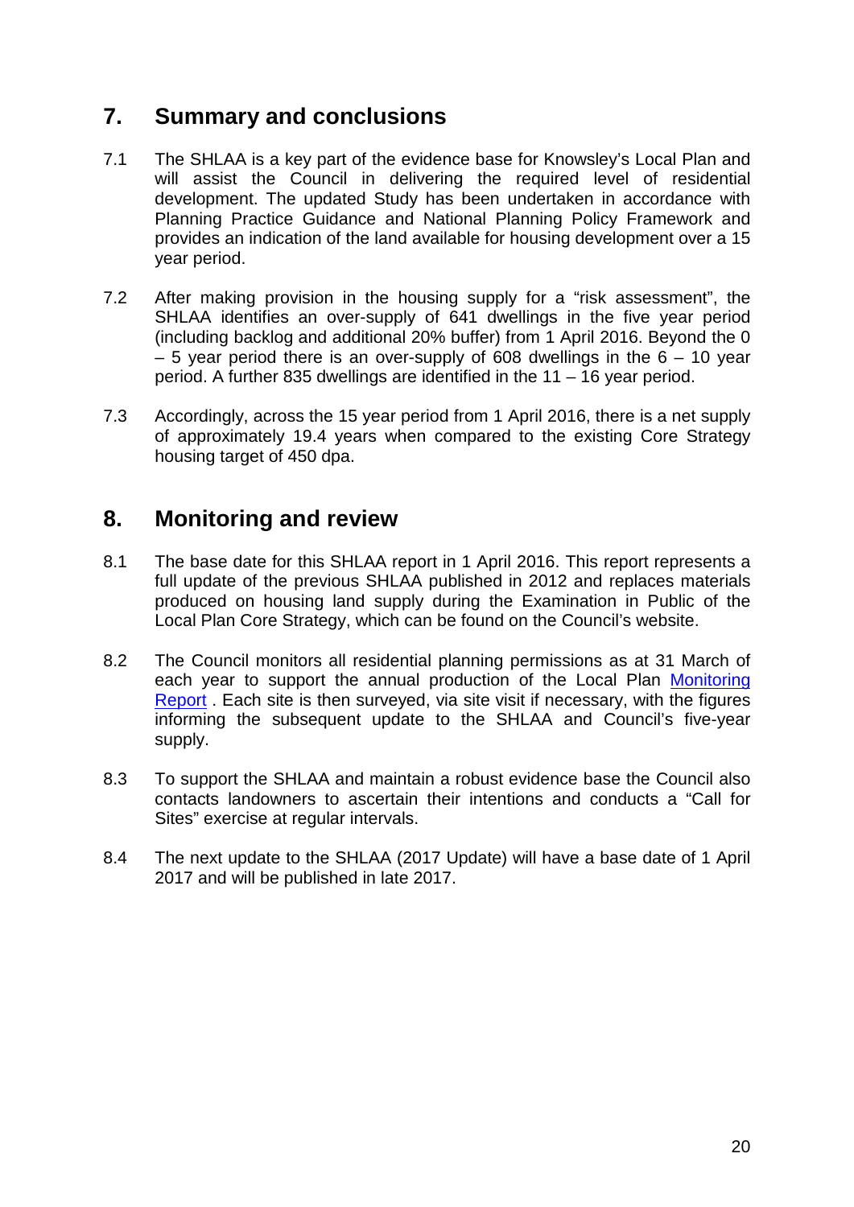## 7. Summary and conclusions

7.1 The SHLAA is a key part of the evidence base for Knowsley's Local Plan and will assist the Council in delivering the required level of residential development. The updated Study has been undertaken in accordance with Planning Practice Guidance and National Planning Policy Framework and provides an indication of the land available for housing development over a 15 year period.

7.2 After making provision in the housing supply for a "risk assessment", the SHLAA identifies an over-supply of 641 dwellings in the five year period (including backlog and additional 20% buffer) from 1 April 2016. Beyond the 0 – 5 year period there is an over-supply of 608 dwellings in the 6 – 10 year period. A further 835 dwellings are identified in the 11 – 16 year period.

7.3 Accordingly, across the 15 year period from 1 April 2016, there is a net supply of approximately 19.4 years when compared to the existing Core Strategy housing target of 450 dpa.

## 8. Monitoring and review

8.1 The base date for this SHLAA report in 1 April 2016. This report represents a full update of the previous SHLAA published in 2012 and replaces materials produced on housing land supply during the Examination in Public of the Local Plan Core Strategy, which can be found on the Council's website.

8.2 The Council monitors all residential planning permissions as at 31 March of each year to support the annual production of the Local Plan Monitoring Report . Each site is then surveyed, via site visit if necessary, with the figures informing the subsequent update to the SHLAA and Council's five-year supply.

8.3 To support the SHLAA and maintain a robust evidence base the Council also contacts landowners to ascertain their intentions and conducts a "Call for Sites" exercise at regular intervals.

8.4 The next update to the SHLAA (2017 Update) will have a base date of 1 April 2017 and will be published in late 2017.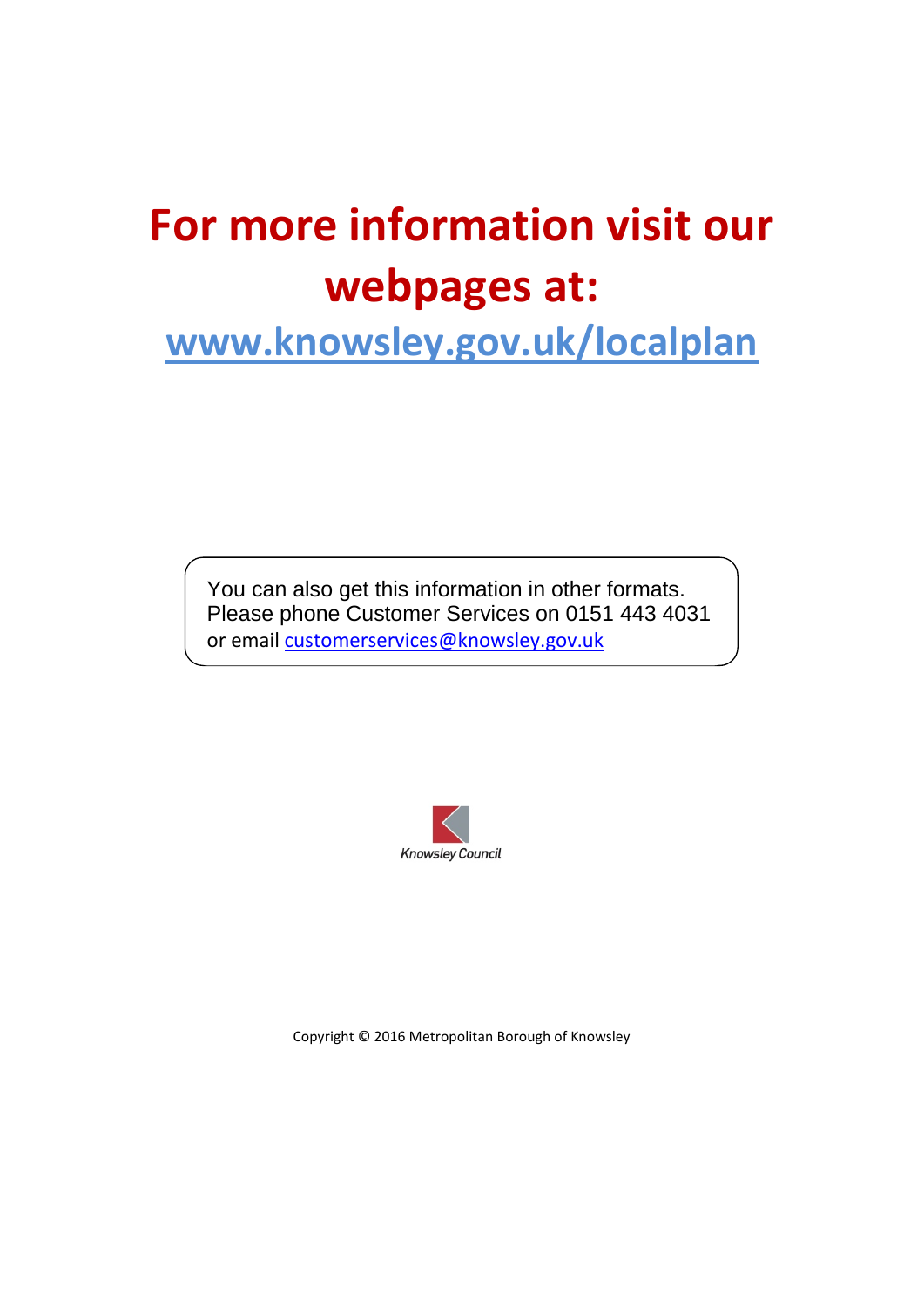# For more information visit our webpages at:

## www.knowsley.gov.uk/localplan

You can also get this information in other formats.
Please phone Customer Services on 0151 443 4031
or email customerservices@knowsley.gov.uk

Knowsley Council

Copyright © 2016 Metropolitan Borough of Knowsley